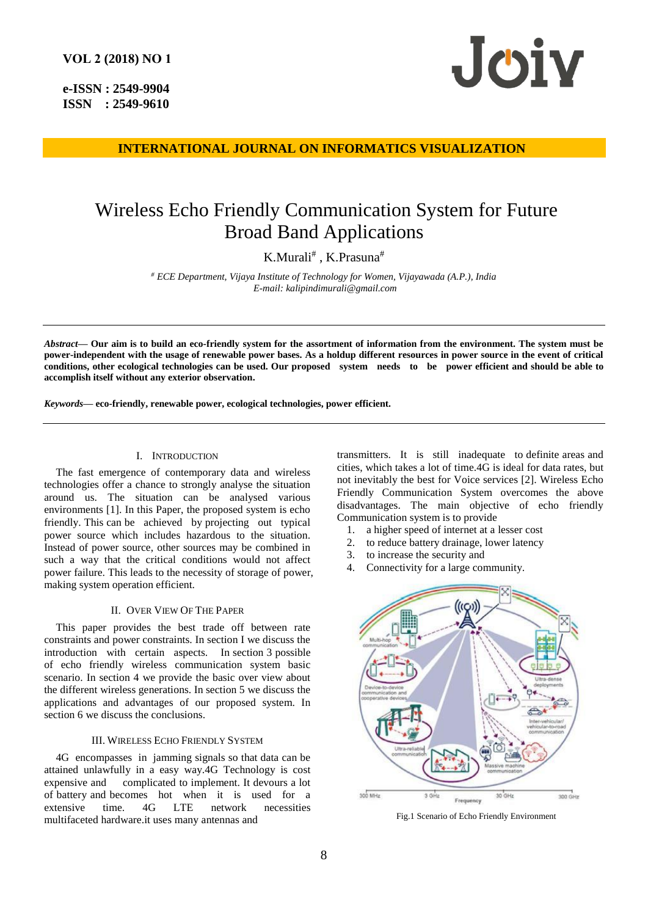# Wireless Echo Friendly Communication System for Future Broad Band Applications

K.Murali[#], K.Prasuna[#]

[#] *ECE Department, Vijaya Institute of Technology for Women, Vijayawada (A.P.), India*
*E-mail: kalipindimurali@gmail.com*

***Abstract*— Our aim is to build an eco-friendly system for the assortment of information from the environment. The system must be power-independent with the usage of renewable power bases. As a holdup different resources in power source in the event of critical conditions, other ecological technologies can be used. Our proposed system needs to be power efficient and should be able to accomplish itself without any exterior observation.**

***Keywords*— eco-friendly, renewable power, ecological technologies, power efficient.**

## I. Introduction

The fast emergence of contemporary data and wireless technologies offer a chance to strongly analyse the situation around us. The situation can be analysed various environments [1]. In this Paper, the proposed system is echo friendly. This can be achieved by projecting out typical power source which includes hazardous to the situation. Instead of power source, other sources may be combined in such a way that the critical conditions would not affect power failure. This leads to the necessity of storage of power, making system operation efficient.

## II. Over View Of The Paper

This paper provides the best trade off between rate constraints and power constraints. In section I we discuss the introduction with certain aspects. In section 3 possible of echo friendly wireless communication system basic scenario. In section 4 we provide the basic over view about the different wireless generations. In section 5 we discuss the applications and advantages of our proposed system. In section 6 we discuss the conclusions.

## III. Wireless Echo Friendly System

4G encompasses in jamming signals so that data can be attained unlawfully in a easy way.4G Technology is cost expensive and complicated to implement. It devours a lot of battery and becomes hot when it is used for a extensive time. 4G LTE network necessities multifaceted hardware.it uses many antennas and transmitters. It is still inadequate to definite areas and cities, which takes a lot of time.4G is ideal for data rates, but not inevitably the best for Voice services [2]. Wireless Echo Friendly Communication System overcomes the above disadvantages. The main objective of echo friendly Communication system is to provide

1. a higher speed of internet at a lesser cost
2. to reduce battery drainage, lower latency
3. to increase the security and
4. Connectivity for a large community.

Fig.1 Scenario of Echo Friendly Environment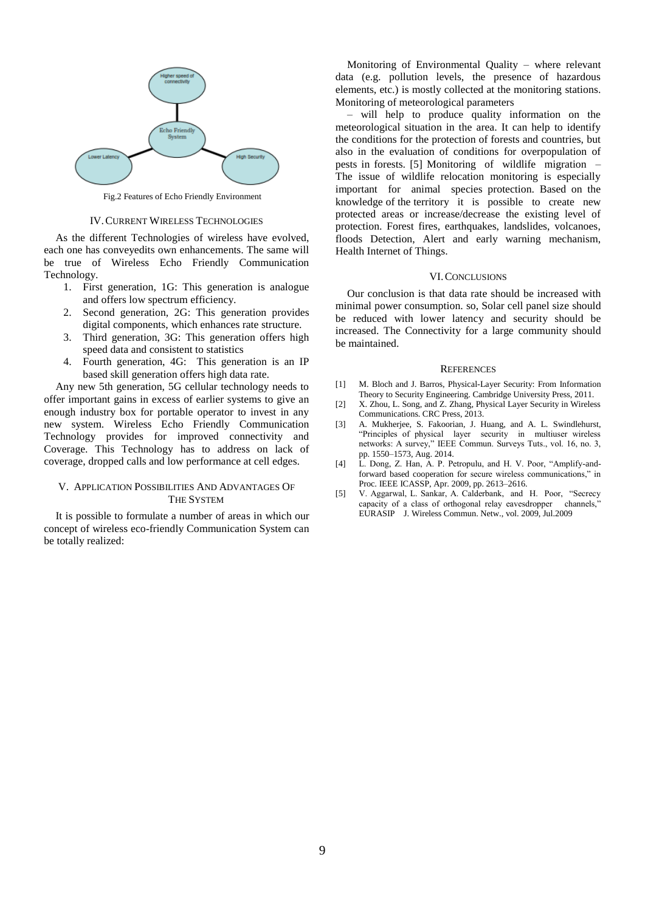Higher speed of connectivity

Echo Friendly System

Lower Latency

High Security

Fig.2 Features of Echo Friendly Environment

## IV. Current Wireless Technologies

As the different Technologies of wireless have evolved, each one has conveyedits own enhancements. The same will be true of Wireless Echo Friendly Communication Technology.

1. First generation, 1G: This generation is analogue and offers low spectrum efficiency.
2. Second generation, 2G: This generation provides digital components, which enhances rate structure.
3. Third generation, 3G: This generation offers high speed data and consistent to statistics
4. Fourth generation, 4G: This generation is an IP based skill generation offers high data rate.

Any new 5th generation, 5G cellular technology needs to offer important gains in excess of earlier systems to give an enough industry box for portable operator to invest in any new system. Wireless Echo Friendly Communication Technology provides for improved connectivity and Coverage. This Technology has to address on lack of coverage, dropped calls and low performance at cell edges.

## V. Application Possibilities And Advantages Of The System

It is possible to formulate a number of areas in which our concept of wireless eco-friendly Communication System can be totally realized:

Monitoring of Environmental Quality – where relevant data (e.g. pollution levels, the presence of hazardous elements, etc.) is mostly collected at the monitoring stations. Monitoring of meteorological parameters

– will help to produce quality information on the meteorological situation in the area. It can help to identify the conditions for the protection of forests and countries, but also in the evaluation of conditions for overpopulation of pests in forests. [5] Monitoring of wildlife migration – The issue of wildlife relocation monitoring is especially important for animal species protection. Based on the knowledge of the territory it is possible to create new protected areas or increase/decrease the existing level of protection. Forest fires, earthquakes, landslides, volcanoes, floods Detection, Alert and early warning mechanism, Health Internet of Things.

## VI. Conclusions

Our conclusion is that data rate should be increased with minimal power consumption. so, Solar cell panel size should be reduced with lower latency and security should be increased. The Connectivity for a large community should be maintained.

## References

[1] M. Bloch and J. Barros, Physical-Layer Security: From Information Theory to Security Engineering. Cambridge University Press, 2011.

[2] X. Zhou, L. Song, and Z. Zhang, Physical Layer Security in Wireless Communications. CRC Press, 2013.

[3] A. Mukherjee, S. Fakoorian, J. Huang, and A. L. Swindlehurst, "Principles of physical layer security in multiuser wireless networks: A survey," IEEE Commun. Surveys Tuts., vol. 16, no. 3, pp. 1550–1573, Aug. 2014.

[4] L. Dong, Z. Han, A. P. Petropulu, and H. V. Poor, "Amplify-and-forward based cooperation for secure wireless communications," in Proc. IEEE ICASSP, Apr. 2009, pp. 2613–2616.

[5] V. Aggarwal, L. Sankar, A. Calderbank, and H. Poor, "Secrecy capacity of a class of orthogonal relay eavesdropper channels," EURASIP J. Wireless Commun. Netw., vol. 2009, Jul.2009